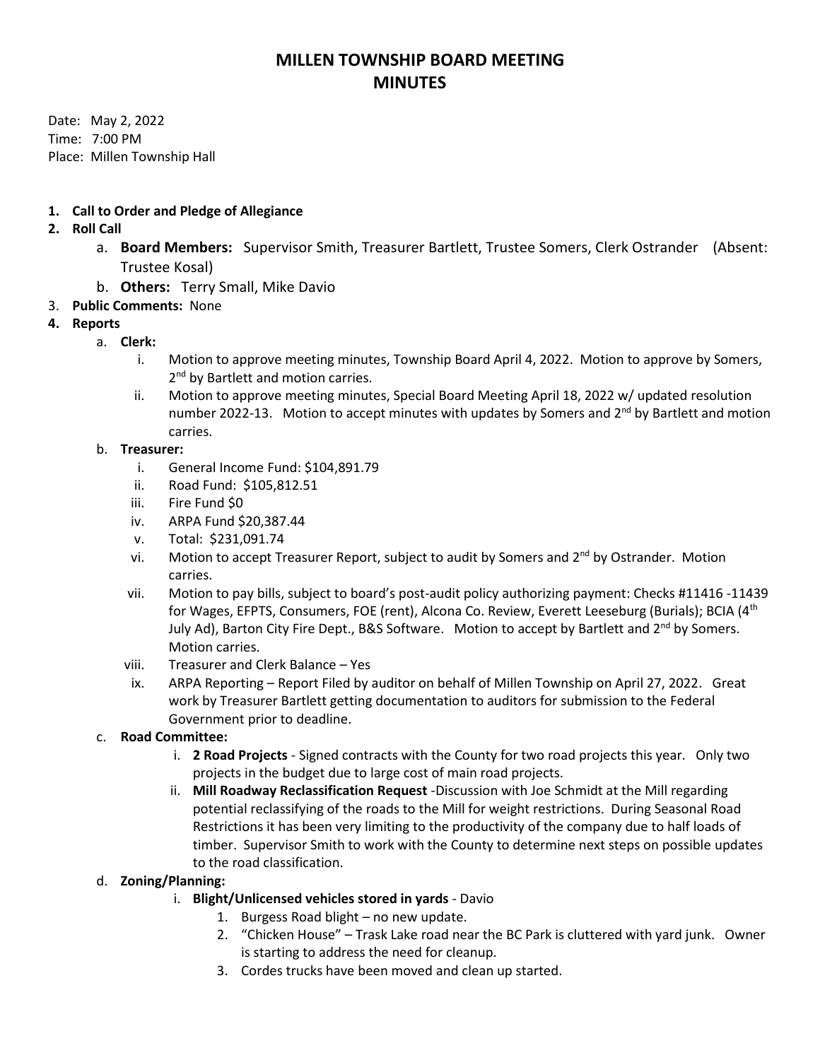# MILLEN TOWNSHIP BOARD MEETING
# MINUTES

Date: May 2, 2022
Time: 7:00 PM
Place: Millen Township Hall

1. **Call to Order and Pledge of Allegiance**
2. **Roll Call**
   a. **Board Members:** Supervisor Smith, Treasurer Bartlett, Trustee Somers, Clerk Ostrander (Absent: Trustee Kosal)
   b. **Others:** Terry Small, Mike Davio
3. **Public Comments:** None
4. **Reports**
   a. **Clerk:**
      i. Motion to approve meeting minutes, Township Board April 4, 2022. Motion to approve by Somers, 2nd by Bartlett and motion carries.
      ii. Motion to approve meeting minutes, Special Board Meeting April 18, 2022 w/ updated resolution number 2022-13. Motion to accept minutes with updates by Somers and 2nd by Bartlett and motion carries.

   b. **Treasurer:**
      i. General Income Fund: $104,891.79
      ii. Road Fund: $105,812.51
      iii. Fire Fund $0
      iv. ARPA Fund $20,387.44
      v. Total: $231,091.74
      vi. Motion to accept Treasurer Report, subject to audit by Somers and 2nd by Ostrander. Motion carries.
      vii. Motion to pay bills, subject to board's post-audit policy authorizing payment: Checks #11416 -11439 for Wages, EFPTS, Consumers, FOE (rent), Alcona Co. Review, Everett Leeseburg (Burials); BCIA (4th July Ad), Barton City Fire Dept., B&S Software. Motion to accept by Bartlett and 2nd by Somers. Motion carries.
      viii. Treasurer and Clerk Balance – Yes
      ix. ARPA Reporting – Report Filed by auditor on behalf of Millen Township on April 27, 2022. Great work by Treasurer Bartlett getting documentation to auditors for submission to the Federal Government prior to deadline.

   c. **Road Committee:**
      i. **2 Road Projects** - Signed contracts with the County for two road projects this year. Only two projects in the budget due to large cost of main road projects.
      ii. **Mill Roadway Reclassification Request** -Discussion with Joe Schmidt at the Mill regarding potential reclassifying of the roads to the Mill for weight restrictions. During Seasonal Road Restrictions it has been very limiting to the productivity of the company due to half loads of timber. Supervisor Smith to work with the County to determine next steps on possible updates to the road classification.

   d. **Zoning/Planning:**
      i. **Blight/Unlicensed vehicles stored in yards** - Davio
         1. Burgess Road blight – no new update.
         2. "Chicken House" – Trask Lake road near the BC Park is cluttered with yard junk. Owner is starting to address the need for cleanup.
         3. Cordes trucks have been moved and clean up started.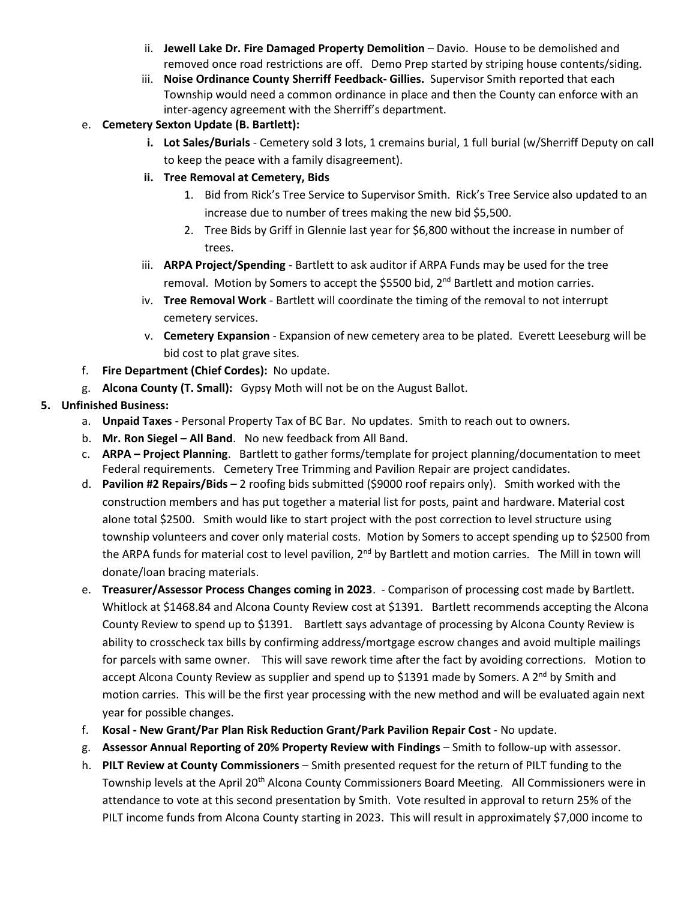ii. **Jewell Lake Dr. Fire Damaged Property Demolition** – Davio. House to be demolished and removed once road restrictions are off. Demo Prep started by striping house contents/siding.
   iii. **Noise Ordinance County Sherriff Feedback- Gillies.** Supervisor Smith reported that each Township would need a common ordinance in place and then the County can enforce with an inter-agency agreement with the Sherriff's department.

e. **Cemetery Sexton Update (B. Bartlett):**
   i. **Lot Sales/Burials** - Cemetery sold 3 lots, 1 cremains burial, 1 full burial (w/Sherriff Deputy on call to keep the peace with a family disagreement).
   ii. **Tree Removal at Cemetery, Bids**
      1. Bid from Rick's Tree Service to Supervisor Smith. Rick's Tree Service also updated to an increase due to number of trees making the new bid $5,500.
      2. Tree Bids by Griff in Glennie last year for $6,800 without the increase in number of trees.
   iii. **ARPA Project/Spending** - Bartlett to ask auditor if ARPA Funds may be used for the tree removal. Motion by Somers to accept the $5500 bid, 2nd Bartlett and motion carries.
   iv. **Tree Removal Work** - Bartlett will coordinate the timing of the removal to not interrupt cemetery services.
   v. **Cemetery Expansion** - Expansion of new cemetery area to be plated. Everett Leeseburg will be bid cost to plat grave sites.

f. **Fire Department (Chief Cordes):** No update.

g. **Alcona County (T. Small):** Gypsy Moth will not be on the August Ballot.

5. **Unfinished Business:**
   a. **Unpaid Taxes** - Personal Property Tax of BC Bar. No updates. Smith to reach out to owners.
   b. **Mr. Ron Siegel – All Band**. No new feedback from All Band.
   c. **ARPA – Project Planning**. Bartlett to gather forms/template for project planning/documentation to meet Federal requirements. Cemetery Tree Trimming and Pavilion Repair are project candidates.
   d. **Pavilion #2 Repairs/Bids** – 2 roofing bids submitted ($9000 roof repairs only). Smith worked with the construction members and has put together a material list for posts, paint and hardware. Material cost alone total $2500. Smith would like to start project with the post correction to level structure using township volunteers and cover only material costs. Motion by Somers to accept spending up to $2500 from the ARPA funds for material cost to level pavilion, 2nd by Bartlett and motion carries. The Mill in town will donate/loan bracing materials.
   e. **Treasurer/Assessor Process Changes coming in 2023**. - Comparison of processing cost made by Bartlett. Whitlock at $1468.84 and Alcona County Review cost at $1391. Bartlett recommends accepting the Alcona County Review to spend up to $1391. Bartlett says advantage of processing by Alcona County Review is ability to crosscheck tax bills by confirming address/mortgage escrow changes and avoid multiple mailings for parcels with same owner. This will save rework time after the fact by avoiding corrections. Motion to accept Alcona County Review as supplier and spend up to $1391 made by Somers. A 2nd by Smith and motion carries. This will be the first year processing with the new method and will be evaluated again next year for possible changes.
   f. **Kosal - New Grant/Par Plan Risk Reduction Grant/Park Pavilion Repair Cost** - No update.
   g. **Assessor Annual Reporting of 20% Property Review with Findings** – Smith to follow-up with assessor.
   h. **PILT Review at County Commissioners** – Smith presented request for the return of PILT funding to the Township levels at the April 20th Alcona County Commissioners Board Meeting. All Commissioners were in attendance to vote at this second presentation by Smith. Vote resulted in approval to return 25% of the PILT income funds from Alcona County starting in 2023. This will result in approximately $7,000 income to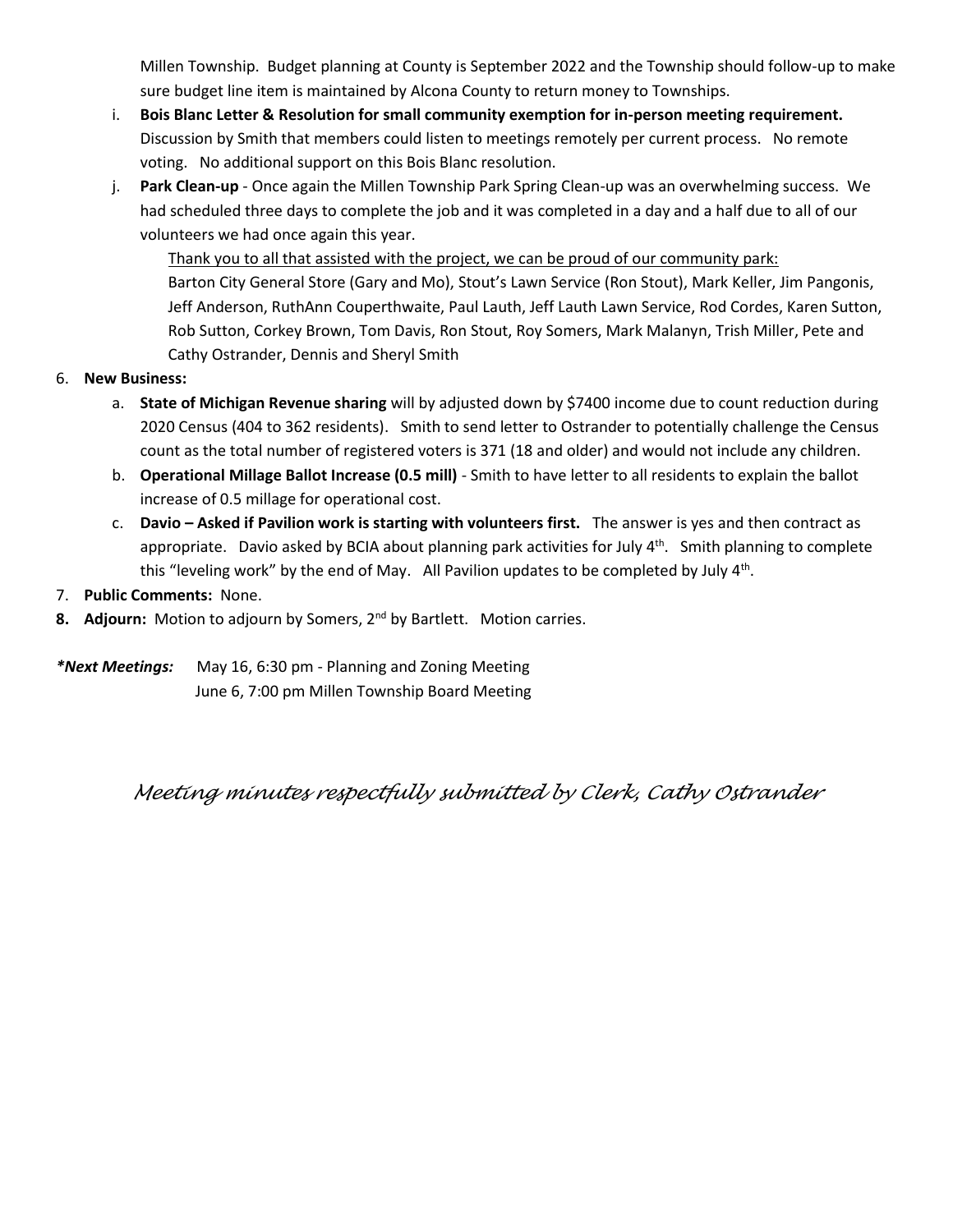Millen Township. Budget planning at County is September 2022 and the Township should follow-up to make sure budget line item is maintained by Alcona County to return money to Townships.

i. **Bois Blanc Letter & Resolution for small community exemption for in-person meeting requirement.** Discussion by Smith that members could listen to meetings remotely per current process. No remote voting. No additional support on this Bois Blanc resolution.

j. **Park Clean-up** - Once again the Millen Township Park Spring Clean-up was an overwhelming success. We had scheduled three days to complete the job and it was completed in a day and a half due to all of our volunteers we had once again this year.

   Thank you to all that assisted with the project, we can be proud of our community park:
   Barton City General Store (Gary and Mo), Stout's Lawn Service (Ron Stout), Mark Keller, Jim Pangonis, Jeff Anderson, RuthAnn Couperthwaite, Paul Lauth, Jeff Lauth Lawn Service, Rod Cordes, Karen Sutton, Rob Sutton, Corkey Brown, Tom Davis, Ron Stout, Roy Somers, Mark Malanyn, Trish Miller, Pete and Cathy Ostrander, Dennis and Sheryl Smith

6. **New Business:**
   a. **State of Michigan Revenue sharing** will by adjusted down by $7400 income due to count reduction during 2020 Census (404 to 362 residents). Smith to send letter to Ostrander to potentially challenge the Census count as the total number of registered voters is 371 (18 and older) and would not include any children.
   b. **Operational Millage Ballot Increase (0.5 mill)** - Smith to have letter to all residents to explain the ballot increase of 0.5 millage for operational cost.
   c. **Davio – Asked if Pavilion work is starting with volunteers first.** The answer is yes and then contract as appropriate. Davio asked by BCIA about planning park activities for July 4th. Smith planning to complete this "leveling work" by the end of May. All Pavilion updates to be completed by July 4th.
7. **Public Comments:** None.
8. **Adjourn:** Motion to adjourn by Somers, 2nd by Bartlett. Motion carries.

***Next Meetings:*** May 16, 6:30 pm - Planning and Zoning Meeting
June 6, 7:00 pm Millen Township Board Meeting

*Meeting minutes respectfully submitted by Clerk, Cathy Ostrander*